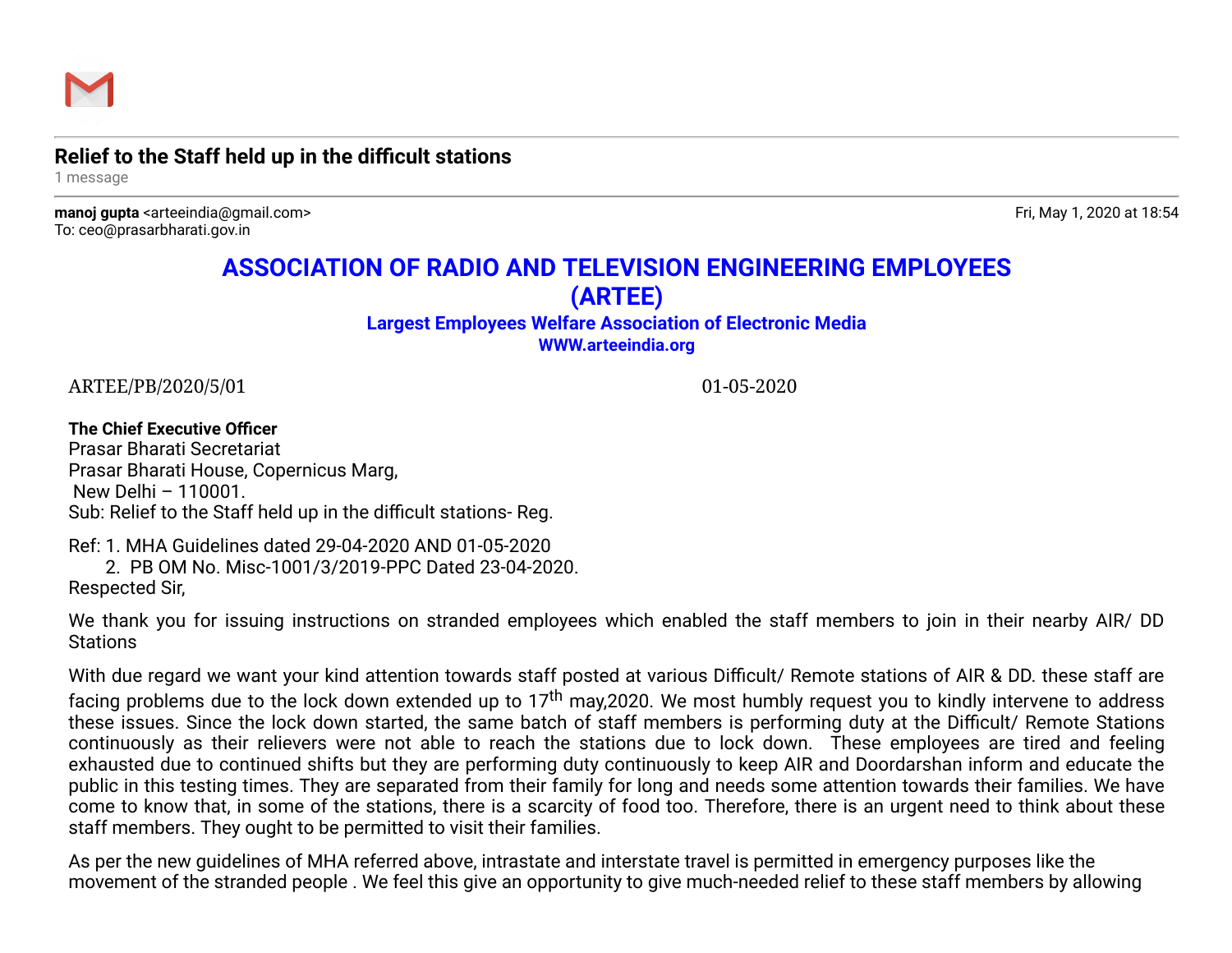**Relief to the Staff held up in the difficult stations**

1 message

**manoj gupta** <arteeindia@gmail.com> Fri, May 1, 2020 at 18:54
To: ceo@prasarbharati.gov.in

# ASSOCIATION OF RADIO AND TELEVISION ENGINEERING EMPLOYEES (ARTEE)

**Largest Employees Welfare Association of Electronic Media**

**WWW.arteeindia.org**

ARTEE/PB/2020/5/01 01-05-2020

**The Chief Executive Officer**
Prasar Bharati Secretariat
Prasar Bharati House, Copernicus Marg,
New Delhi – 110001.
Sub: Relief to the Staff held up in the difficult stations- Reg.

Ref: 1. MHA Guidelines dated 29-04-2020 AND 01-05-2020
2. PB OM No. Misc-1001/3/2019-PPC Dated 23-04-2020.
Respected Sir,

We thank you for issuing instructions on stranded employees which enabled the staff members to join in their nearby AIR/ DD Stations

With due regard we want your kind attention towards staff posted at various Difficult/ Remote stations of AIR & DD. these staff are facing problems due to the lock down extended up to 17th may,2020. We most humbly request you to kindly intervene to address these issues. Since the lock down started, the same batch of staff members is performing duty at the Difficult/ Remote Stations continuously as their relievers were not able to reach the stations due to lock down. These employees are tired and feeling exhausted due to continued shifts but they are performing duty continuously to keep AIR and Doordarshan inform and educate the public in this testing times. They are separated from their family for long and needs some attention towards their families. We have come to know that, in some of the stations, there is a scarcity of food too. Therefore, there is an urgent need to think about these staff members. They ought to be permitted to visit their families.

As per the new guidelines of MHA referred above, intrastate and interstate travel is permitted in emergency purposes like the movement of the stranded people . We feel this give an opportunity to give much-needed relief to these staff members by allowing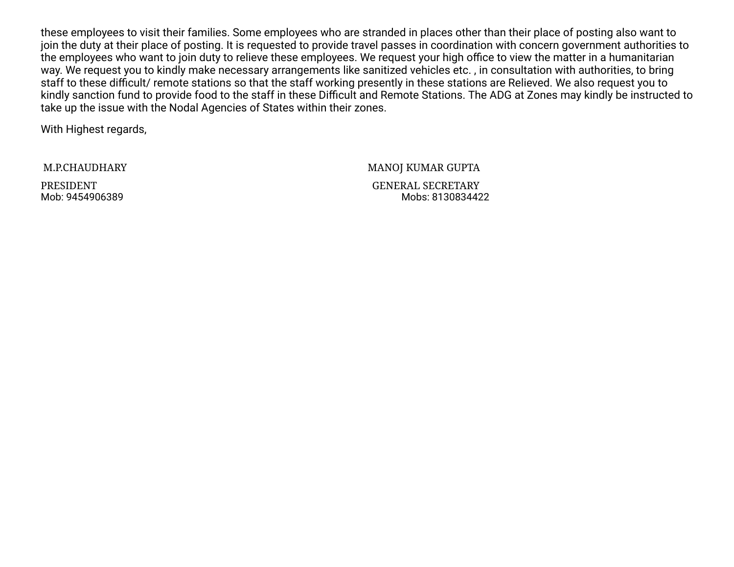these employees to visit their families. Some employees who are stranded in places other than their place of posting also want to join the duty at their place of posting. It is requested to provide travel passes in coordination with concern government authorities to the employees who want to join duty to relieve these employees. We request your high office to view the matter in a humanitarian way. We request you to kindly make necessary arrangements like sanitized vehicles etc. , in consultation with authorities, to bring staff to these difficult/ remote stations so that the staff working presently in these stations are Relieved. We also request you to kindly sanction fund to provide food to the staff in these Difficult and Remote Stations. The ADG at Zones may kindly be instructed to take up the issue with the Nodal Agencies of States within their zones.

With Highest regards,

M.P.CHAUDHARY
PRESIDENT
Mob: 9454906389

MANOJ KUMAR GUPTA
GENERAL SECRETARY
Mobs: 8130834422